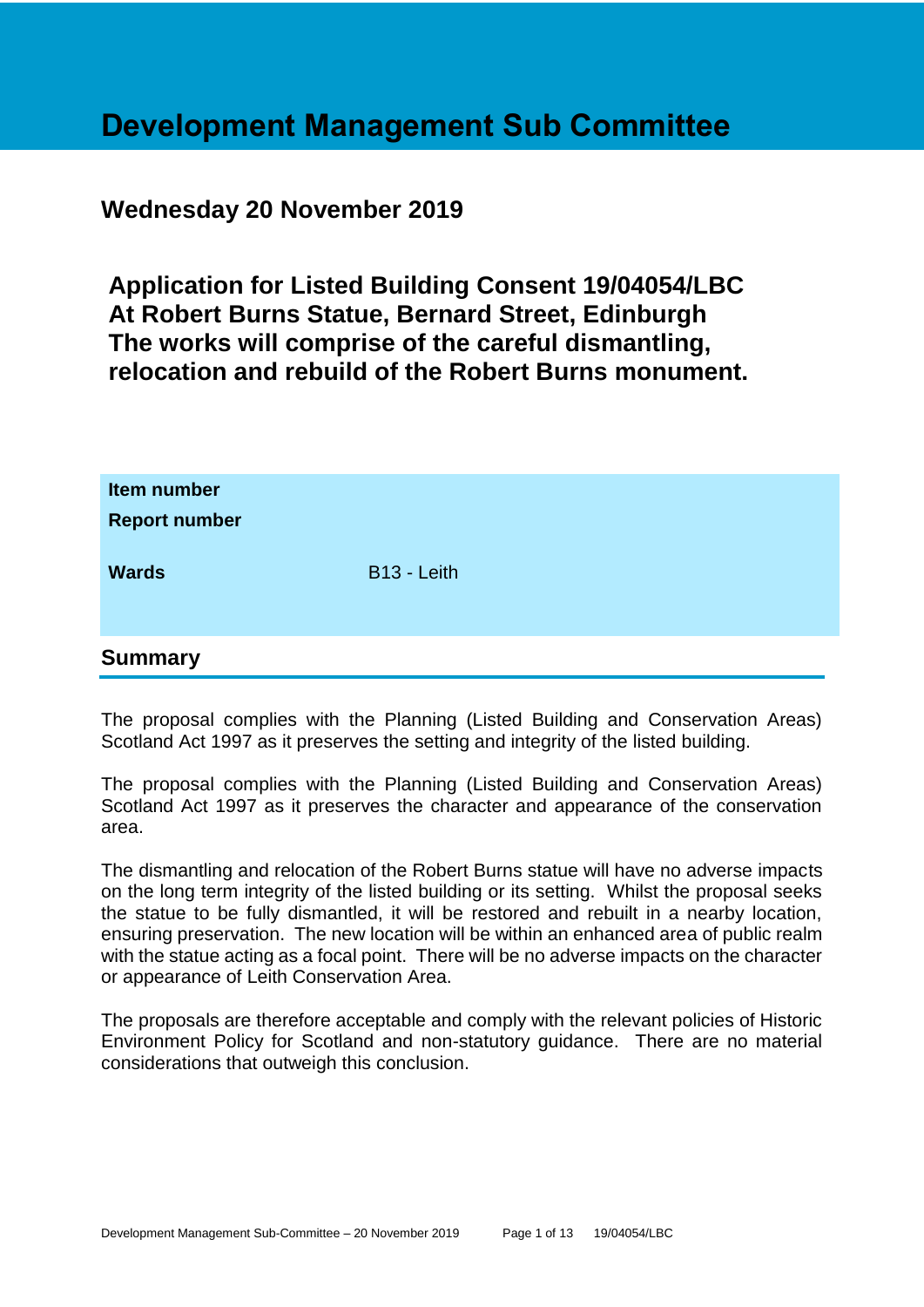# Development Management Sub Committee

## Wednesday 20 November 2019

## Application for Listed Building Consent 19/04054/LBC At Robert Burns Statue, Bernard Street, Edinburgh The works will comprise of the careful dismantling, relocation and rebuild of the Robert Burns monument.

| **Item number** | |
|---|---|
| **Report number** | |
| **Wards** | B13 - Leith |

## Summary

The proposal complies with the Planning (Listed Building and Conservation Areas) Scotland Act 1997 as it preserves the setting and integrity of the listed building.

The proposal complies with the Planning (Listed Building and Conservation Areas) Scotland Act 1997 as it preserves the character and appearance of the conservation area.

The dismantling and relocation of the Robert Burns statue will have no adverse impacts on the long term integrity of the listed building or its setting. Whilst the proposal seeks the statue to be fully dismantled, it will be restored and rebuilt in a nearby location, ensuring preservation. The new location will be within an enhanced area of public realm with the statue acting as a focal point. There will be no adverse impacts on the character or appearance of Leith Conservation Area.

The proposals are therefore acceptable and comply with the relevant policies of Historic Environment Policy for Scotland and non-statutory guidance. There are no material considerations that outweigh this conclusion.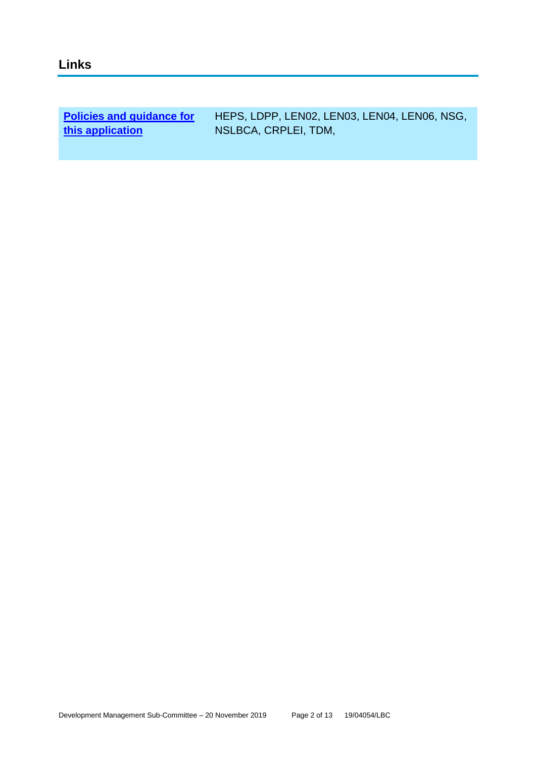## Links

| Policies and guidance for this application | HEPS, LDPP, LEN02, LEN03, LEN04, LEN06, NSG, NSLBCA, CRPLEI, TDM, |
|---|---|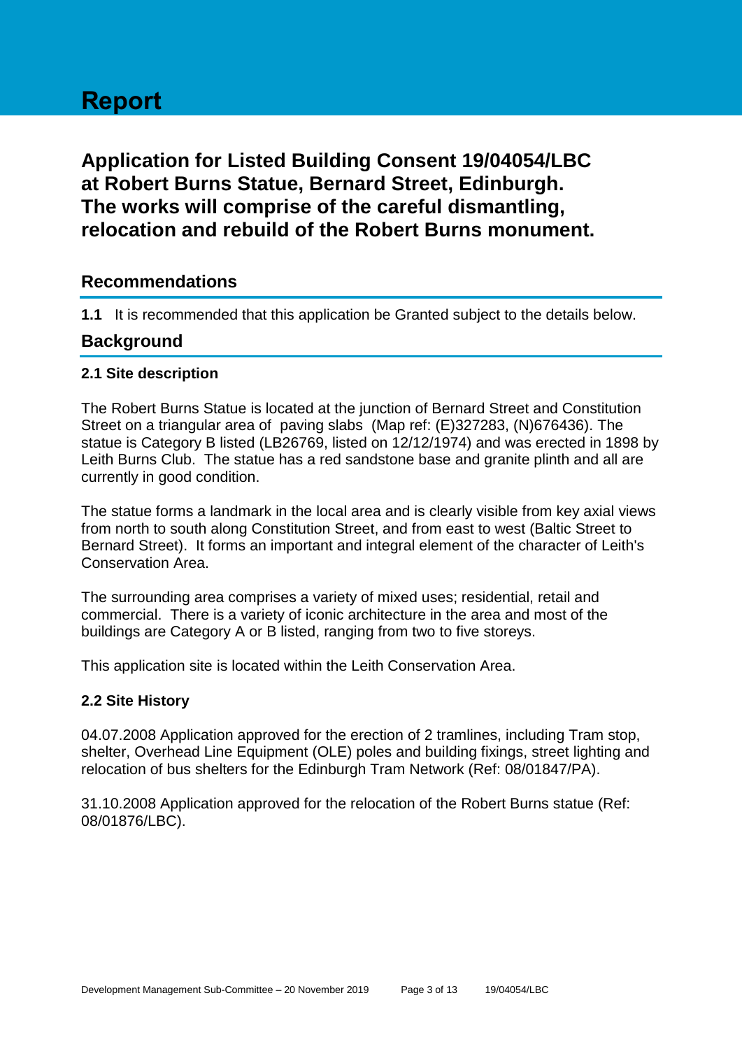# Report

## Application for Listed Building Consent 19/04054/LBC at Robert Burns Statue, Bernard Street, Edinburgh. The works will comprise of the careful dismantling, relocation and rebuild of the Robert Burns monument.

### Recommendations

**1.1** It is recommended that this application be Granted subject to the details below.

### Background

#### 2.1 Site description

The Robert Burns Statue is located at the junction of Bernard Street and Constitution Street on a triangular area of paving slabs (Map ref: (E)327283, (N)676436). The statue is Category B listed (LB26769, listed on 12/12/1974) and was erected in 1898 by Leith Burns Club. The statue has a red sandstone base and granite plinth and all are currently in good condition.

The statue forms a landmark in the local area and is clearly visible from key axial views from north to south along Constitution Street, and from east to west (Baltic Street to Bernard Street). It forms an important and integral element of the character of Leith's Conservation Area.

The surrounding area comprises a variety of mixed uses; residential, retail and commercial. There is a variety of iconic architecture in the area and most of the buildings are Category A or B listed, ranging from two to five storeys.

This application site is located within the Leith Conservation Area.

#### 2.2 Site History

04.07.2008 Application approved for the erection of 2 tramlines, including Tram stop, shelter, Overhead Line Equipment (OLE) poles and building fixings, street lighting and relocation of bus shelters for the Edinburgh Tram Network (Ref: 08/01847/PA).

31.10.2008 Application approved for the relocation of the Robert Burns statue (Ref: 08/01876/LBC).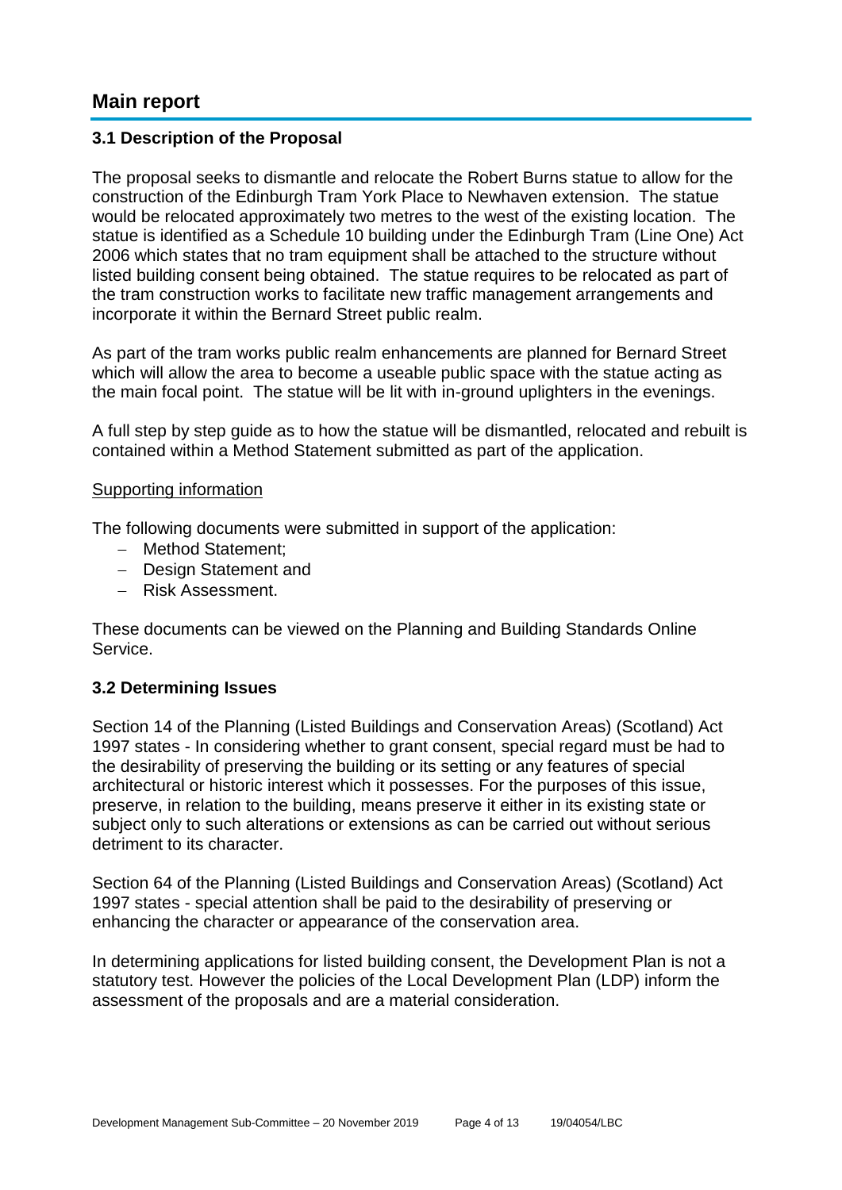# Main report

### 3.1 Description of the Proposal

The proposal seeks to dismantle and relocate the Robert Burns statue to allow for the construction of the Edinburgh Tram York Place to Newhaven extension. The statue would be relocated approximately two metres to the west of the existing location. The statue is identified as a Schedule 10 building under the Edinburgh Tram (Line One) Act 2006 which states that no tram equipment shall be attached to the structure without listed building consent being obtained. The statue requires to be relocated as part of the tram construction works to facilitate new traffic management arrangements and incorporate it within the Bernard Street public realm.

As part of the tram works public realm enhancements are planned for Bernard Street which will allow the area to become a useable public space with the statue acting as the main focal point. The statue will be lit with in-ground uplighters in the evenings.

A full step by step guide as to how the statue will be dismantled, relocated and rebuilt is contained within a Method Statement submitted as part of the application.

Supporting information

The following documents were submitted in support of the application:

- Method Statement;
- Design Statement and
- Risk Assessment.

These documents can be viewed on the Planning and Building Standards Online Service.

### 3.2 Determining Issues

Section 14 of the Planning (Listed Buildings and Conservation Areas) (Scotland) Act 1997 states - In considering whether to grant consent, special regard must be had to the desirability of preserving the building or its setting or any features of special architectural or historic interest which it possesses. For the purposes of this issue, preserve, in relation to the building, means preserve it either in its existing state or subject only to such alterations or extensions as can be carried out without serious detriment to its character.

Section 64 of the Planning (Listed Buildings and Conservation Areas) (Scotland) Act 1997 states - special attention shall be paid to the desirability of preserving or enhancing the character or appearance of the conservation area.

In determining applications for listed building consent, the Development Plan is not a statutory test. However the policies of the Local Development Plan (LDP) inform the assessment of the proposals and are a material consideration.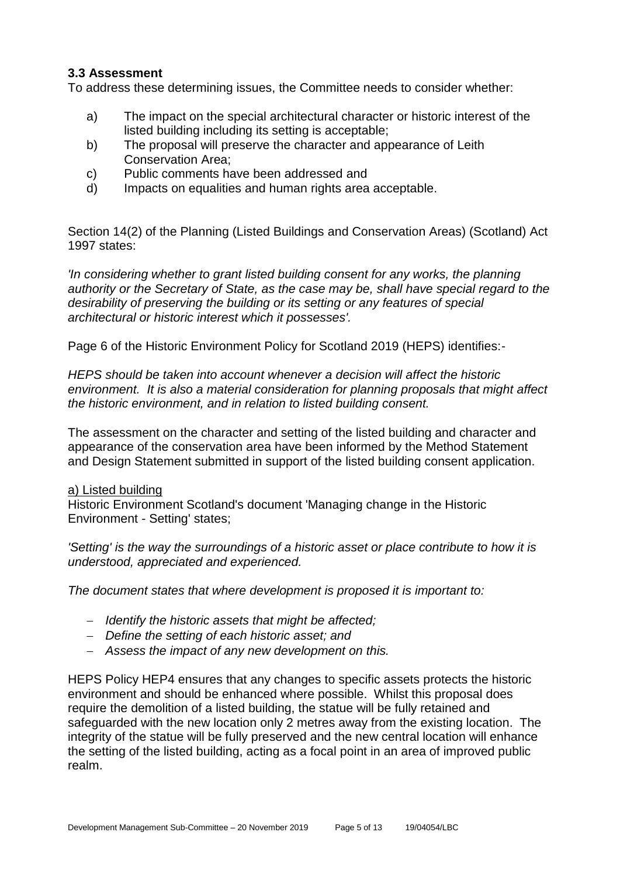### 3.3 Assessment

To address these determining issues, the Committee needs to consider whether:

a) The impact on the special architectural character or historic interest of the listed building including its setting is acceptable;
b) The proposal will preserve the character and appearance of Leith Conservation Area;
c) Public comments have been addressed and
d) Impacts on equalities and human rights area acceptable.

Section 14(2) of the Planning (Listed Buildings and Conservation Areas) (Scotland) Act 1997 states:

*'In considering whether to grant listed building consent for any works, the planning authority or the Secretary of State, as the case may be, shall have special regard to the desirability of preserving the building or its setting or any features of special architectural or historic interest which it possesses'.*

Page 6 of the Historic Environment Policy for Scotland 2019 (HEPS) identifies:-

*HEPS should be taken into account whenever a decision will affect the historic environment. It is also a material consideration for planning proposals that might affect the historic environment, and in relation to listed building consent.*

The assessment on the character and setting of the listed building and character and appearance of the conservation area have been informed by the Method Statement and Design Statement submitted in support of the listed building consent application.

<u>a) Listed building</u>

Historic Environment Scotland's document 'Managing change in the Historic Environment - Setting' states;

*'Setting' is the way the surroundings of a historic asset or place contribute to how it is understood, appreciated and experienced.*

*The document states that where development is proposed it is important to:*

- *Identify the historic assets that might be affected;*
- *Define the setting of each historic asset; and*
- *Assess the impact of any new development on this.*

HEPS Policy HEP4 ensures that any changes to specific assets protects the historic environment and should be enhanced where possible. Whilst this proposal does require the demolition of a listed building, the statue will be fully retained and safeguarded with the new location only 2 metres away from the existing location. The integrity of the statue will be fully preserved and the new central location will enhance the setting of the listed building, acting as a focal point in an area of improved public realm.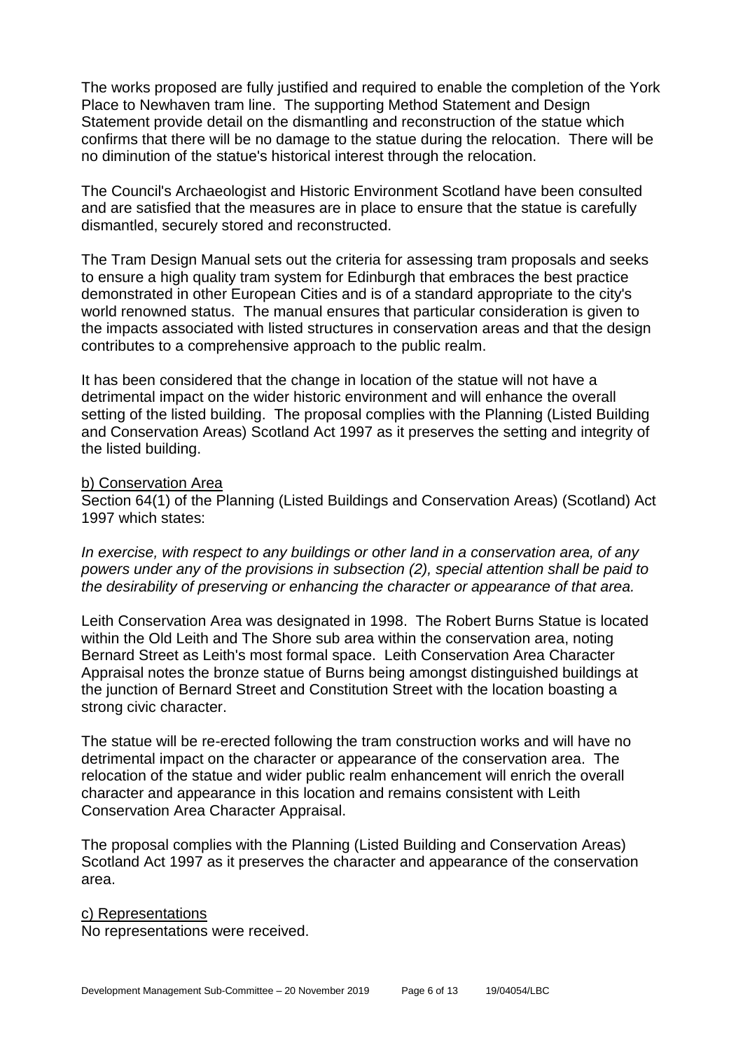The works proposed are fully justified and required to enable the completion of the York Place to Newhaven tram line. The supporting Method Statement and Design Statement provide detail on the dismantling and reconstruction of the statue which confirms that there will be no damage to the statue during the relocation. There will be no diminution of the statue's historical interest through the relocation.

The Council's Archaeologist and Historic Environment Scotland have been consulted and are satisfied that the measures are in place to ensure that the statue is carefully dismantled, securely stored and reconstructed.

The Tram Design Manual sets out the criteria for assessing tram proposals and seeks to ensure a high quality tram system for Edinburgh that embraces the best practice demonstrated in other European Cities and is of a standard appropriate to the city's world renowned status. The manual ensures that particular consideration is given to the impacts associated with listed structures in conservation areas and that the design contributes to a comprehensive approach to the public realm.

It has been considered that the change in location of the statue will not have a detrimental impact on the wider historic environment and will enhance the overall setting of the listed building. The proposal complies with the Planning (Listed Building and Conservation Areas) Scotland Act 1997 as it preserves the setting and integrity of the listed building.

<u>b) Conservation Area</u>
Section 64(1) of the Planning (Listed Buildings and Conservation Areas) (Scotland) Act 1997 which states:

*In exercise, with respect to any buildings or other land in a conservation area, of any powers under any of the provisions in subsection (2), special attention shall be paid to the desirability of preserving or enhancing the character or appearance of that area.*

Leith Conservation Area was designated in 1998. The Robert Burns Statue is located within the Old Leith and The Shore sub area within the conservation area, noting Bernard Street as Leith's most formal space. Leith Conservation Area Character Appraisal notes the bronze statue of Burns being amongst distinguished buildings at the junction of Bernard Street and Constitution Street with the location boasting a strong civic character.

The statue will be re-erected following the tram construction works and will have no detrimental impact on the character or appearance of the conservation area. The relocation of the statue and wider public realm enhancement will enrich the overall character and appearance in this location and remains consistent with Leith Conservation Area Character Appraisal.

The proposal complies with the Planning (Listed Building and Conservation Areas) Scotland Act 1997 as it preserves the character and appearance of the conservation area.

<u>c) Representations</u>
No representations were received.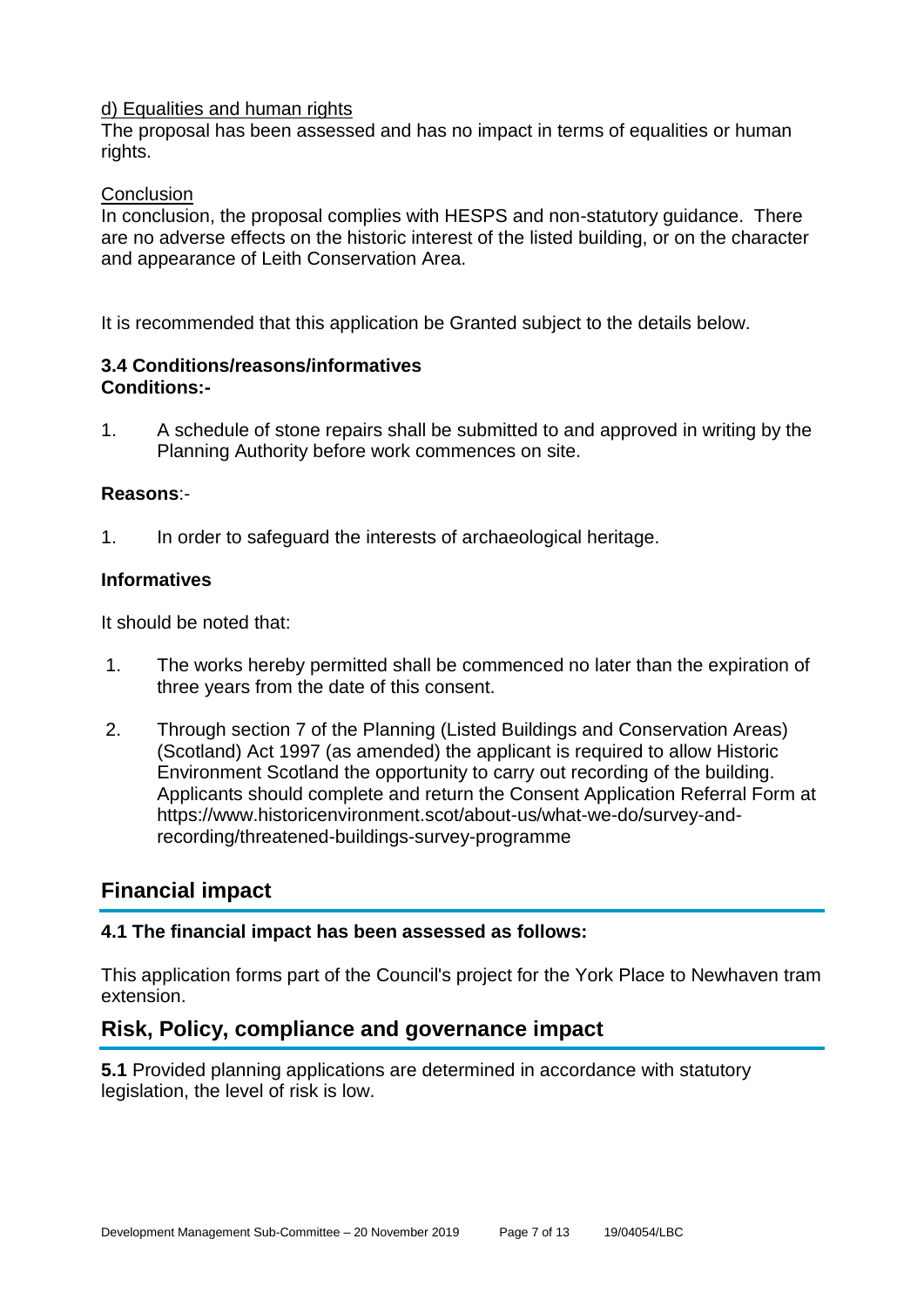d) Equalities and human rights

The proposal has been assessed and has no impact in terms of equalities or human rights.

Conclusion

In conclusion, the proposal complies with HESPS and non-statutory guidance. There are no adverse effects on the historic interest of the listed building, or on the character and appearance of Leith Conservation Area.

It is recommended that this application be Granted subject to the details below.

### 3.4 Conditions/reasons/informatives

**Conditions:-**

1. A schedule of stone repairs shall be submitted to and approved in writing by the Planning Authority before work commences on site.

**Reasons**:-

1. In order to safeguard the interests of archaeological heritage.

**Informatives**

It should be noted that:

1. The works hereby permitted shall be commenced no later than the expiration of three years from the date of this consent.
2. Through section 7 of the Planning (Listed Buildings and Conservation Areas) (Scotland) Act 1997 (as amended) the applicant is required to allow Historic Environment Scotland the opportunity to carry out recording of the building. Applicants should complete and return the Consent Application Referral Form at https://www.historicenvironment.scot/about-us/what-we-do/survey-and-recording/threatened-buildings-survey-programme

## Financial impact

### 4.1 The financial impact has been assessed as follows:

This application forms part of the Council's project for the York Place to Newhaven tram extension.

## Risk, Policy, compliance and governance impact

**5.1** Provided planning applications are determined in accordance with statutory legislation, the level of risk is low.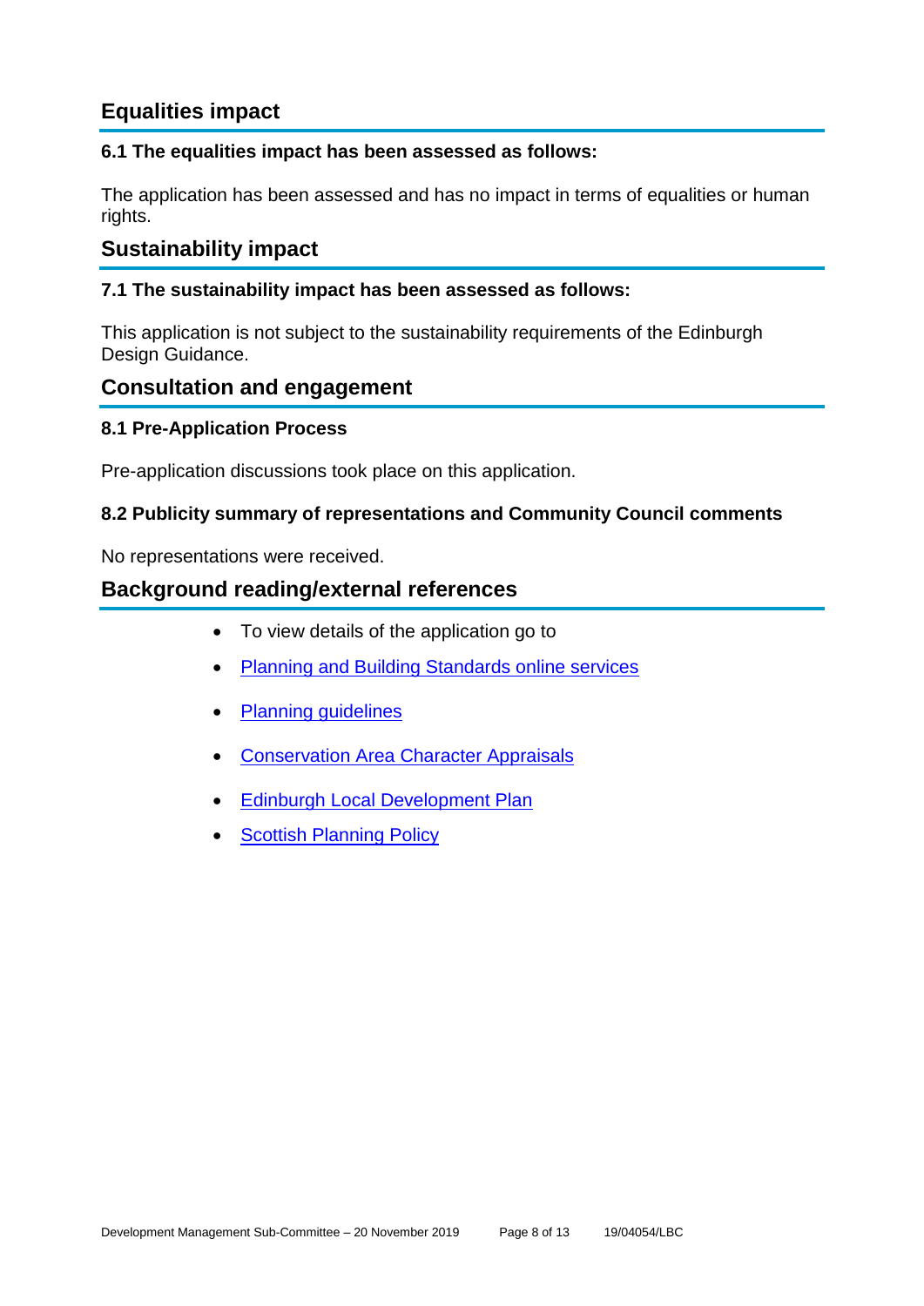## Equalities impact

### 6.1 The equalities impact has been assessed as follows:

The application has been assessed and has no impact in terms of equalities or human rights.

## Sustainability impact

### 7.1 The sustainability impact has been assessed as follows:

This application is not subject to the sustainability requirements of the Edinburgh Design Guidance.

## Consultation and engagement

### 8.1 Pre-Application Process

Pre-application discussions took place on this application.

### 8.2 Publicity summary of representations and Community Council comments

No representations were received.

## Background reading/external references

- To view details of the application go to
- Planning and Building Standards online services
- Planning guidelines
- Conservation Area Character Appraisals
- Edinburgh Local Development Plan
- Scottish Planning Policy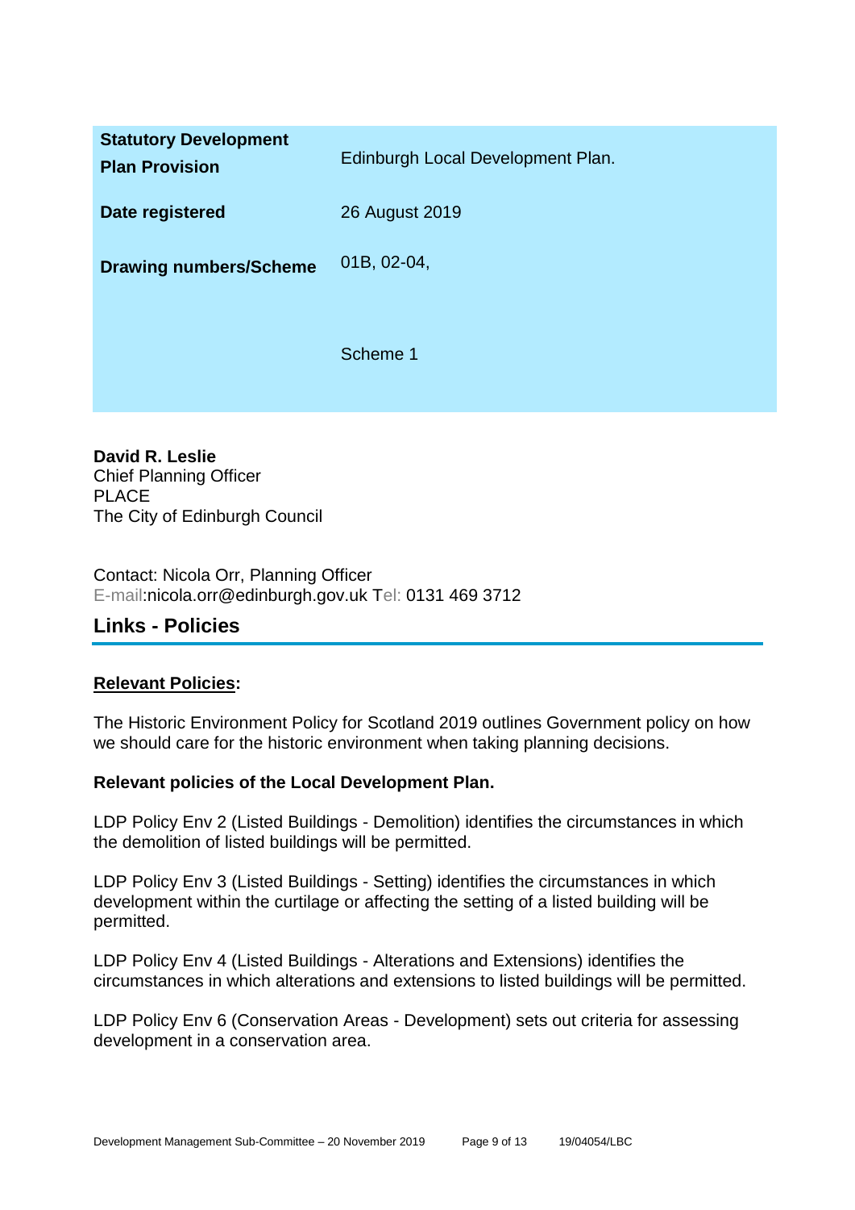| | |
|---|---|
| **Statutory Development Plan Provision** | Edinburgh Local Development Plan. |
| **Date registered** | 26 August 2019 |
| **Drawing numbers/Scheme** | 01B, 02-04,<br><br>Scheme 1 |

**David R. Leslie**
Chief Planning Officer
PLACE
The City of Edinburgh Council

Contact: Nicola Orr, Planning Officer
E-mail:nicola.orr@edinburgh.gov.uk Tel: 0131 469 3712

## Links - Policies

**Relevant Policies:**

The Historic Environment Policy for Scotland 2019 outlines Government policy on how we should care for the historic environment when taking planning decisions.

**Relevant policies of the Local Development Plan.**

LDP Policy Env 2 (Listed Buildings - Demolition) identifies the circumstances in which the demolition of listed buildings will be permitted.

LDP Policy Env 3 (Listed Buildings - Setting) identifies the circumstances in which development within the curtilage or affecting the setting of a listed building will be permitted.

LDP Policy Env 4 (Listed Buildings - Alterations and Extensions) identifies the circumstances in which alterations and extensions to listed buildings will be permitted.

LDP Policy Env 6 (Conservation Areas - Development) sets out criteria for assessing development in a conservation area.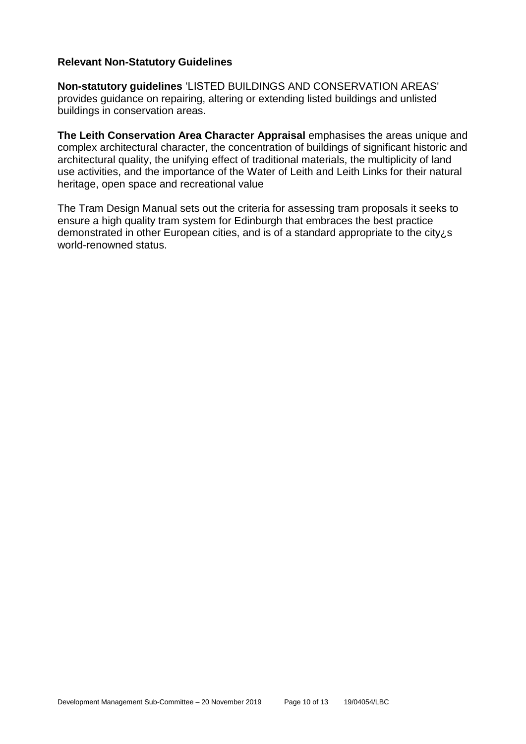### Relevant Non-Statutory Guidelines

**Non-statutory guidelines** 'LISTED BUILDINGS AND CONSERVATION AREAS' provides guidance on repairing, altering or extending listed buildings and unlisted buildings in conservation areas.

**The Leith Conservation Area Character Appraisal** emphasises the areas unique and complex architectural character, the concentration of buildings of significant historic and architectural quality, the unifying effect of traditional materials, the multiplicity of land use activities, and the importance of the Water of Leith and Leith Links for their natural heritage, open space and recreational value

The Tram Design Manual sets out the criteria for assessing tram proposals it seeks to ensure a high quality tram system for Edinburgh that embraces the best practice demonstrated in other European cities, and is of a standard appropriate to the city¿s world-renowned status.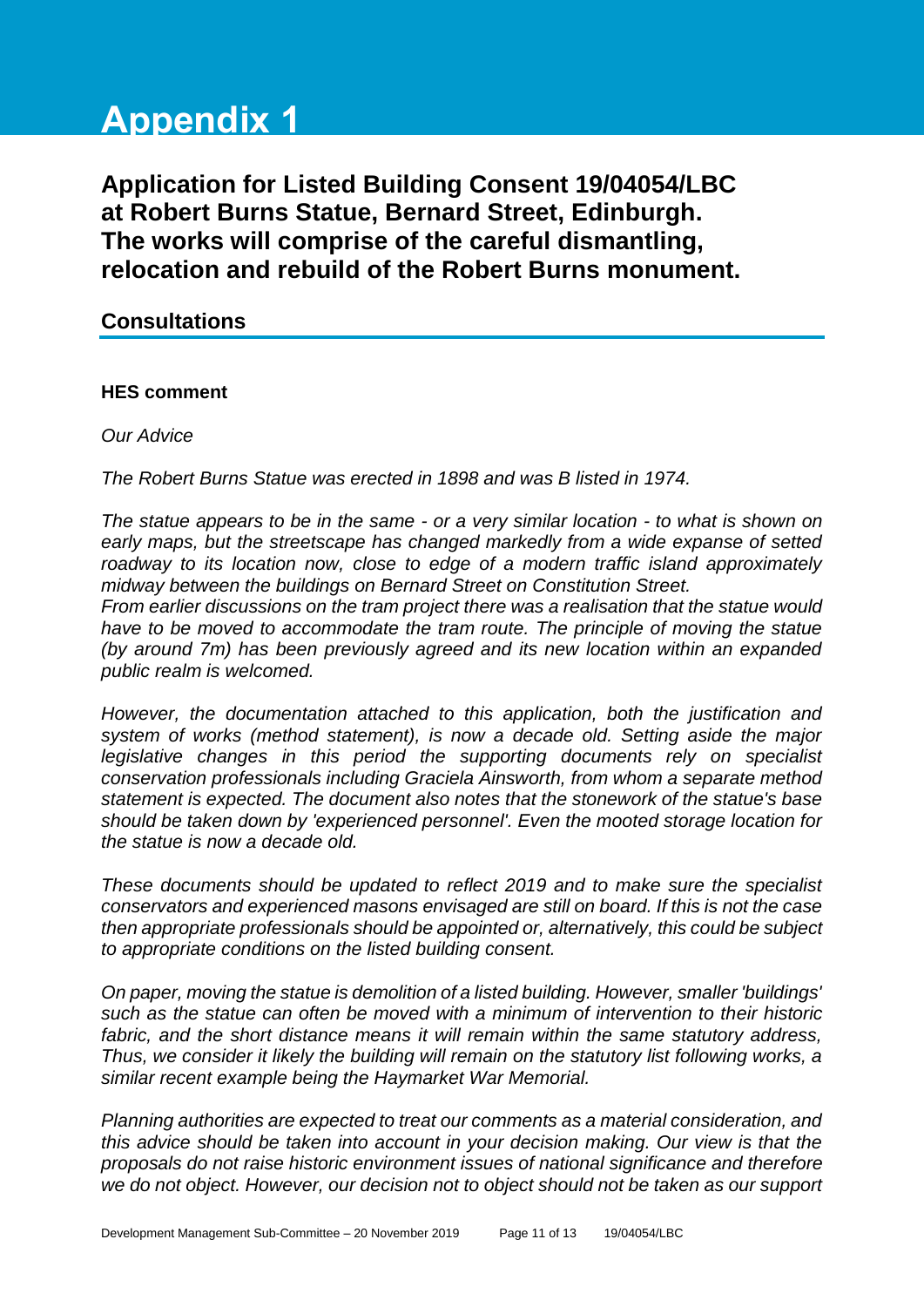# Appendix 1

## Application for Listed Building Consent 19/04054/LBC at Robert Burns Statue, Bernard Street, Edinburgh. The works will comprise of the careful dismantling, relocation and rebuild of the Robert Burns monument.

### Consultations

**HES comment**

*Our Advice*

*The Robert Burns Statue was erected in 1898 and was B listed in 1974.*

*The statue appears to be in the same - or a very similar location - to what is shown on early maps, but the streetscape has changed markedly from a wide expanse of setted roadway to its location now, close to edge of a modern traffic island approximately midway between the buildings on Bernard Street on Constitution Street.*
*From earlier discussions on the tram project there was a realisation that the statue would have to be moved to accommodate the tram route. The principle of moving the statue (by around 7m) has been previously agreed and its new location within an expanded public realm is welcomed.*

*However, the documentation attached to this application, both the justification and system of works (method statement), is now a decade old. Setting aside the major legislative changes in this period the supporting documents rely on specialist conservation professionals including Graciela Ainsworth, from whom a separate method statement is expected. The document also notes that the stonework of the statue's base should be taken down by 'experienced personnel'. Even the mooted storage location for the statue is now a decade old.*

*These documents should be updated to reflect 2019 and to make sure the specialist conservators and experienced masons envisaged are still on board. If this is not the case then appropriate professionals should be appointed or, alternatively, this could be subject to appropriate conditions on the listed building consent.*

*On paper, moving the statue is demolition of a listed building. However, smaller 'buildings' such as the statue can often be moved with a minimum of intervention to their historic fabric, and the short distance means it will remain within the same statutory address, Thus, we consider it likely the building will remain on the statutory list following works, a similar recent example being the Haymarket War Memorial.*

*Planning authorities are expected to treat our comments as a material consideration, and this advice should be taken into account in your decision making. Our view is that the proposals do not raise historic environment issues of national significance and therefore we do not object. However, our decision not to object should not be taken as our support*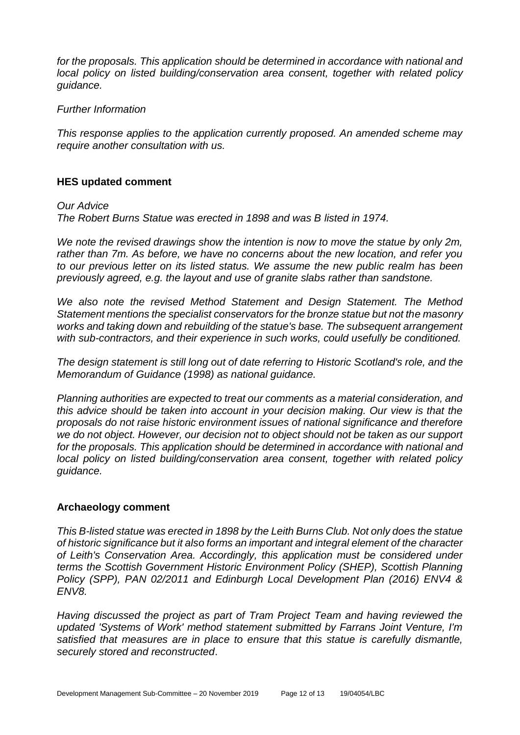*for the proposals. This application should be determined in accordance with national and local policy on listed building/conservation area consent, together with related policy guidance.*

*Further Information*

*This response applies to the application currently proposed. An amended scheme may require another consultation with us.*

### HES updated comment

*Our Advice*
*The Robert Burns Statue was erected in 1898 and was B listed in 1974.*

*We note the revised drawings show the intention is now to move the statue by only 2m, rather than 7m. As before, we have no concerns about the new location, and refer you to our previous letter on its listed status. We assume the new public realm has been previously agreed, e.g. the layout and use of granite slabs rather than sandstone.*

*We also note the revised Method Statement and Design Statement. The Method Statement mentions the specialist conservators for the bronze statue but not the masonry works and taking down and rebuilding of the statue's base. The subsequent arrangement with sub-contractors, and their experience in such works, could usefully be conditioned.*

*The design statement is still long out of date referring to Historic Scotland's role, and the Memorandum of Guidance (1998) as national guidance.*

*Planning authorities are expected to treat our comments as a material consideration, and this advice should be taken into account in your decision making. Our view is that the proposals do not raise historic environment issues of national significance and therefore we do not object. However, our decision not to object should not be taken as our support for the proposals. This application should be determined in accordance with national and local policy on listed building/conservation area consent, together with related policy guidance.*

### Archaeology comment

*This B-listed statue was erected in 1898 by the Leith Burns Club. Not only does the statue of historic significance but it also forms an important and integral element of the character of Leith's Conservation Area. Accordingly, this application must be considered under terms the Scottish Government Historic Environment Policy (SHEP), Scottish Planning Policy (SPP), PAN 02/2011 and Edinburgh Local Development Plan (2016) ENV4 & ENV8.*

*Having discussed the project as part of Tram Project Team and having reviewed the updated 'Systems of Work' method statement submitted by Farrans Joint Venture, I'm satisfied that measures are in place to ensure that this statue is carefully dismantle, securely stored and reconstructed*.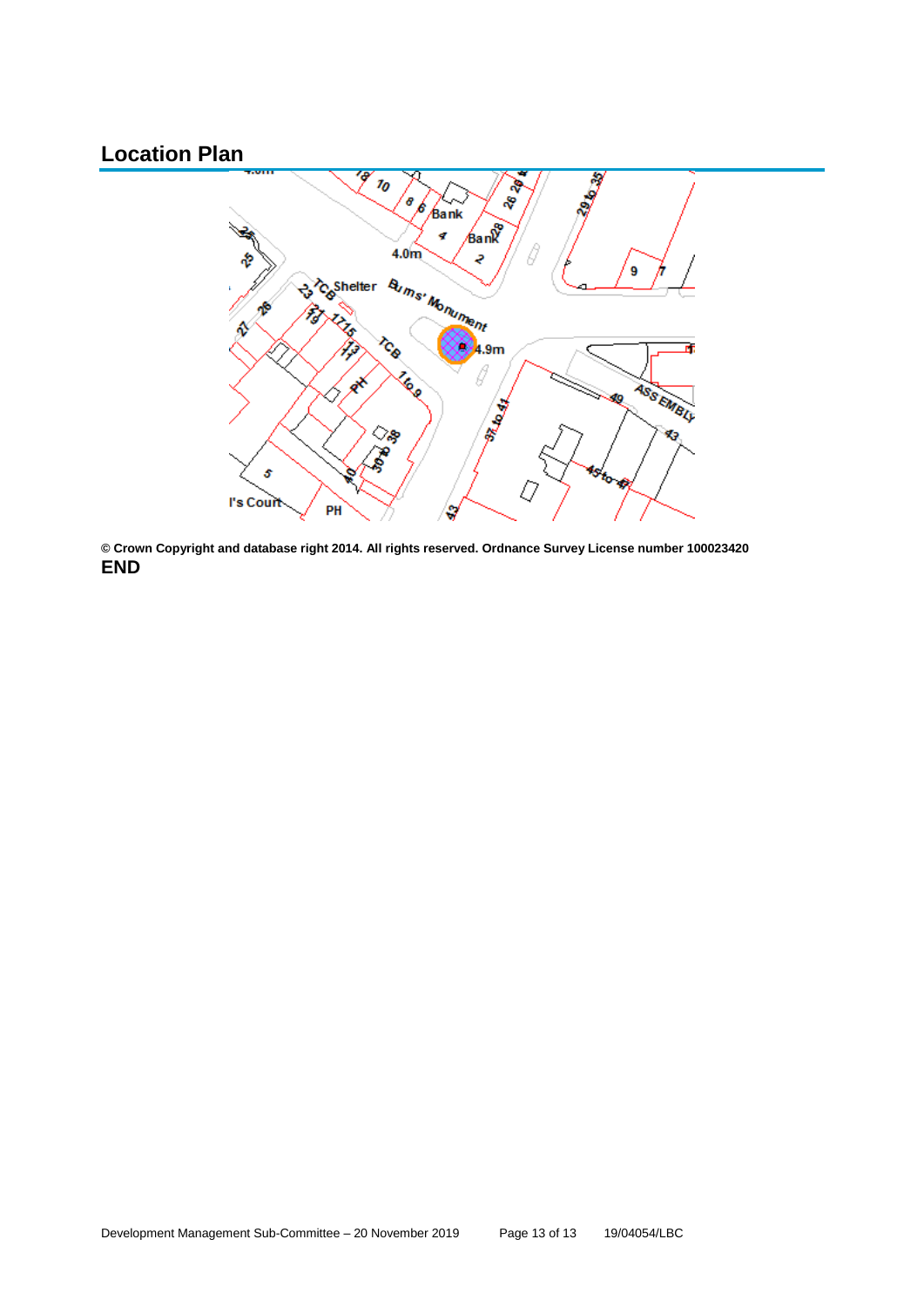## Location Plan

© Crown Copyright and database right 2014. All rights reserved. Ordnance Survey License number 100023420

**END**